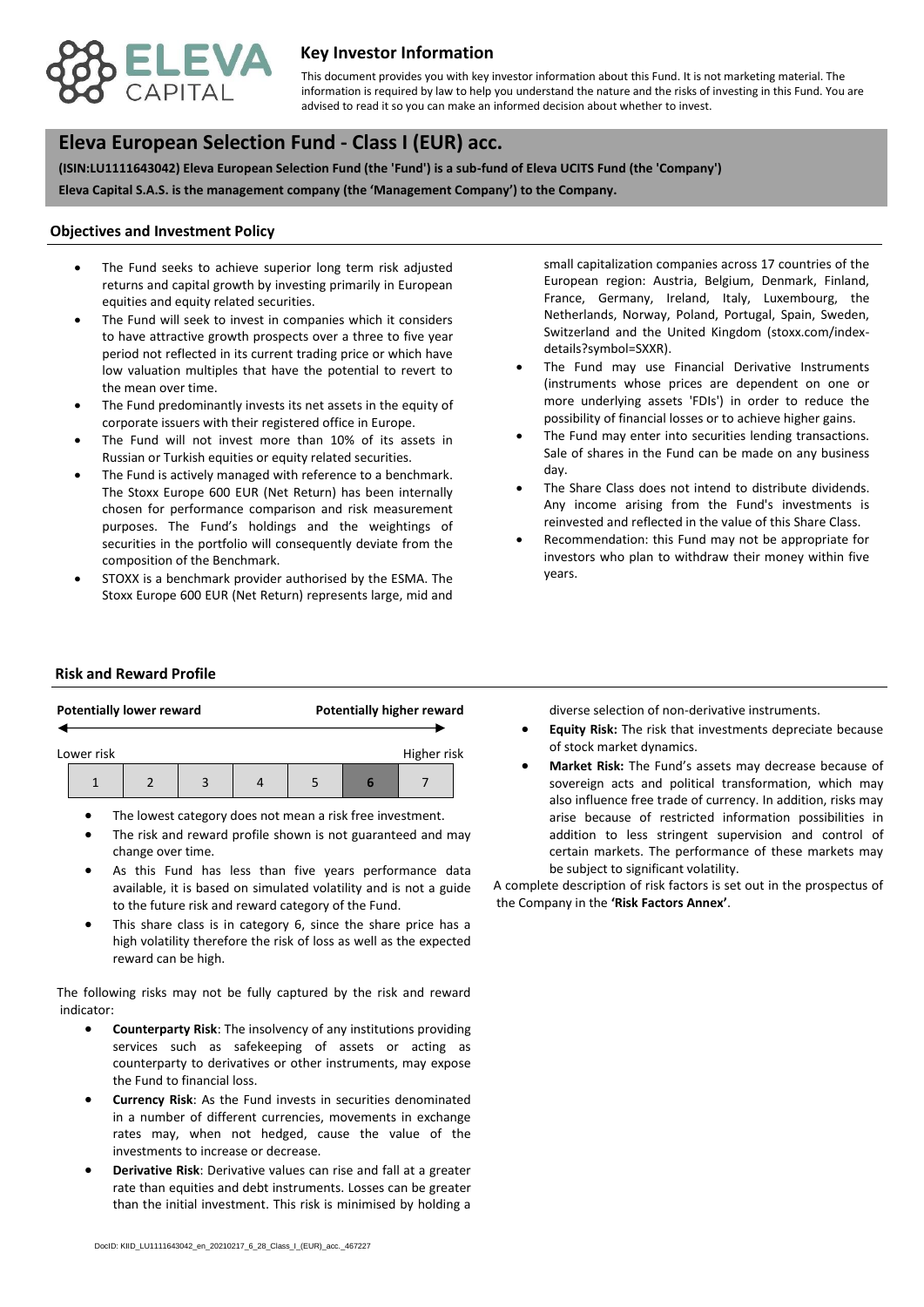# Key Investor Information

This document provides you with key investor information about this Fund. It is not marketing material. The information is required by law to help you understand the nature and the risks of investing in this Fund. You are advised to read it so you can make an informed decision about whether to invest.

## Eleva European Selection Fund - Class I (EUR) acc.

**(ISIN:LU1111643042) Eleva European Selection Fund (the 'Fund') is a sub-fund of Eleva UCITS Fund (the 'Company')**

**Eleva Capital S.A.S. is the management company (the 'Management Company') to the Company.**

### Objectives and Investment Policy

- The Fund seeks to achieve superior long term risk adjusted returns and capital growth by investing primarily in European equities and equity related securities.
- The Fund will seek to invest in companies which it considers to have attractive growth prospects over a three to five year period not reflected in its current trading price or which have low valuation multiples that have the potential to revert to the mean over time.
- The Fund predominantly invests its net assets in the equity of corporate issuers with their registered office in Europe.
- The Fund will not invest more than 10% of its assets in Russian or Turkish equities or equity related securities.
- The Fund is actively managed with reference to a benchmark. The Stoxx Europe 600 EUR (Net Return) has been internally chosen for performance comparison and risk measurement purposes. The Fund's holdings and the weightings of securities in the portfolio will consequently deviate from the composition of the Benchmark.
- STOXX is a benchmark provider authorised by the ESMA. The Stoxx Europe 600 EUR (Net Return) represents large, mid and small capitalization companies across 17 countries of the European region: Austria, Belgium, Denmark, Finland, France, Germany, Ireland, Italy, Luxembourg, the Netherlands, Norway, Poland, Portugal, Spain, Sweden, Switzerland and the United Kingdom (stoxx.com/index-details?symbol=SXXR).
- The Fund may use Financial Derivative Instruments (instruments whose prices are dependent on one or more underlying assets 'FDIs') in order to reduce the possibility of financial losses or to achieve higher gains.
- The Fund may enter into securities lending transactions. Sale of shares in the Fund can be made on any business day.
- The Share Class does not intend to distribute dividends. Any income arising from the Fund's investments is reinvested and reflected in the value of this Share Class.
- Recommendation: this Fund may not be appropriate for investors who plan to withdraw their money within five years.

### Risk and Reward Profile

**Potentially lower reward** ← → **Potentially higher reward**

Lower risk — Higher risk

| 1 | 2 | 3 | 4 | 5 | **6** | 7 |
|---|---|---|---|---|---|---|

- The lowest category does not mean a risk free investment.
- The risk and reward profile shown is not guaranteed and may change over time.
- As this Fund has less than five years performance data available, it is based on simulated volatility and is not a guide to the future risk and reward category of the Fund.
- This share class is in category 6, since the share price has a high volatility therefore the risk of loss as well as the expected reward can be high.

The following risks may not be fully captured by the risk and reward indicator:

- **Counterparty Risk**: The insolvency of any institutions providing services such as safekeeping of assets or acting as counterparty to derivatives or other instruments, may expose the Fund to financial loss.
- **Currency Risk**: As the Fund invests in securities denominated in a number of different currencies, movements in exchange rates may, when not hedged, cause the value of the investments to increase or decrease.
- **Derivative Risk**: Derivative values can rise and fall at a greater rate than equities and debt instruments. Losses can be greater than the initial investment. This risk is minimised by holding a diverse selection of non-derivative instruments.
- **Equity Risk:** The risk that investments depreciate because of stock market dynamics.
- **Market Risk:** The Fund's assets may decrease because of sovereign acts and political transformation, which may also influence free trade of currency. In addition, risks may arise because of restricted information possibilities in addition to less stringent supervision and control of certain markets. The performance of these markets may be subject to significant volatility.

A complete description of risk factors is set out in the prospectus of the Company in the **'Risk Factors Annex'**.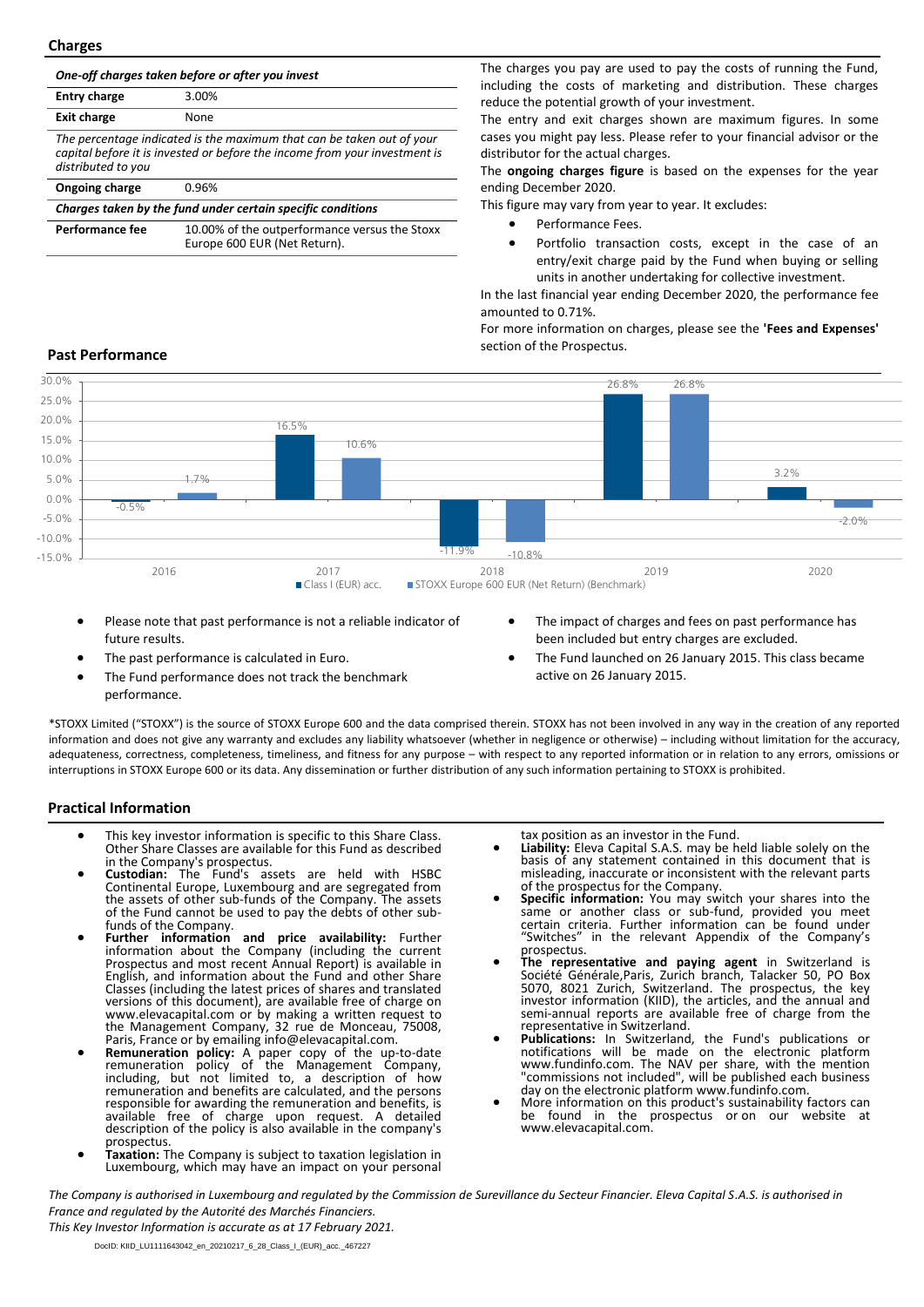## Charges

| *One-off charges taken before or after you invest* | |
|---|---|
| **Entry charge** | 3.00% |
| **Exit charge** | None |
| *The percentage indicated is the maximum that can be taken out of your capital before it is invested or before the income from your investment is distributed to you* | |
| **Ongoing charge** | 0.96% |
| *Charges taken by the fund under certain specific conditions* | |
| **Performance fee** | 10.00% of the outperformance versus the Stoxx Europe 600 EUR (Net Return). |

The charges you pay are used to pay the costs of running the Fund, including the costs of marketing and distribution. These charges reduce the potential growth of your investment.

The entry and exit charges shown are maximum figures. In some cases you might pay less. Please refer to your financial advisor or the distributor for the actual charges.

The **ongoing charges figure** is based on the expenses for the year ending December 2020.

This figure may vary from year to year. It excludes:

- Performance Fees.
- Portfolio transaction costs, except in the case of an entry/exit charge paid by the Fund when buying or selling units in another undertaking for collective investment.

In the last financial year ending December 2020, the performance fee amounted to 0.71%.

For more information on charges, please see the **'Fees and Expenses'** section of the Prospectus.

## Past Performance

30.0%
25.0%
20.0%
15.0%
10.0%
5.0%
0.0%
-5.0%
-10.0%
-15.0%

2016: -0.5% 1.7%
2017: 16.5% 10.6%
2018: -11.9% -10.8%
2019: 26.8% 26.8%
2020: 3.2% -2.0%

Class I (EUR) acc.
STOXX Europe 600 EUR (Net Return) (Benchmark)

- Please note that past performance is not a reliable indicator of future results.
- The past performance is calculated in Euro.
- The Fund performance does not track the benchmark performance.
- The impact of charges and fees on past performance has been included but entry charges are excluded.
- The Fund launched on 26 January 2015. This class became active on 26 January 2015.

*STOXX Limited ("STOXX") is the source of STOXX Europe 600 and the data comprised therein. STOXX has not been involved in any way in the creation of any reported information and does not give any warranty and excludes any liability whatsoever (whether in negligence or otherwise) – including without limitation for the accuracy, adequateness, correctness, completeness, timeliness, and fitness for any purpose – with respect to any reported information or in relation to any errors, omissions or interruptions in STOXX Europe 600 or its data. Any dissemination or further distribution of any such information pertaining to STOXX is prohibited.

## Practical Information

- This key investor information is specific to this Share Class. Other Share Classes are available for this Fund as described in the Company's prospectus.
- **Custodian:** The Fund's assets are held with HSBC Continental Europe, Luxembourg and are segregated from the assets of other sub-funds of the Company. The assets of the Fund cannot be used to pay the debts of other sub-funds of the Company.
- **Further information and price availability:** Further information about the Company (including the current Prospectus and most recent Annual Report) is available in English, and information about the Fund and other Share Classes (including the latest prices of shares and translated versions of this document), are available free of charge on www.elevacapital.com or by making a written request to the Management Company, 32 rue de Monceau, 75008, Paris, France or by emailing info@elevacapital.com.
- **Remuneration policy:** A paper copy of the up-to-date remuneration policy of the Management Company, including, but not limited to, a description of how remuneration and benefits are calculated, and the persons responsible for awarding the remuneration and benefits, is available free of charge upon request. A detailed description of the policy is also available in the company's prospectus.
- **Taxation:** The Company is subject to taxation legislation in Luxembourg, which may have an impact on your personal tax position as an investor in the Fund.
- **Liability:** Eleva Capital S.A.S. may be held liable solely on the basis of any statement contained in this document that is misleading, inaccurate or inconsistent with the relevant parts of the prospectus for the Company.
- **Specific information:** You may switch your shares into the same or another class or sub-fund, provided you meet certain criteria. Further information can be found under "Switches" in the relevant Appendix of the Company's prospectus.
- **The representative and paying agent** in Switzerland is Société Générale,Paris, Zurich branch, Talacker 50, PO Box 5070, 8021 Zurich, Switzerland. The prospectus, the key investor information (KIID), the articles, and the annual and semi-annual reports are available free of charge from the representative in Switzerland.
- **Publications:** In Switzerland, the Fund's publications or notifications will be made on the electronic platform www.fundinfo.com. The NAV per share, with the mention "commissions not included", will be published each business day on the electronic platform www.fundinfo.com.
- More information on this product's sustainability factors can be found in the prospectus or on our website at www.elevacapital.com.

*The Company is authorised in Luxembourg and regulated by the Commission de Surevillance du Secteur Financier. Eleva Capital S.A.S. is authorised in France and regulated by the Autorité des Marchés Financiers.*

*This Key Investor Information is accurate as at 17 February 2021.*

DocID: KIID_LU1111643042_en_20210217_6_28_Class_I_(EUR)_acc._467227